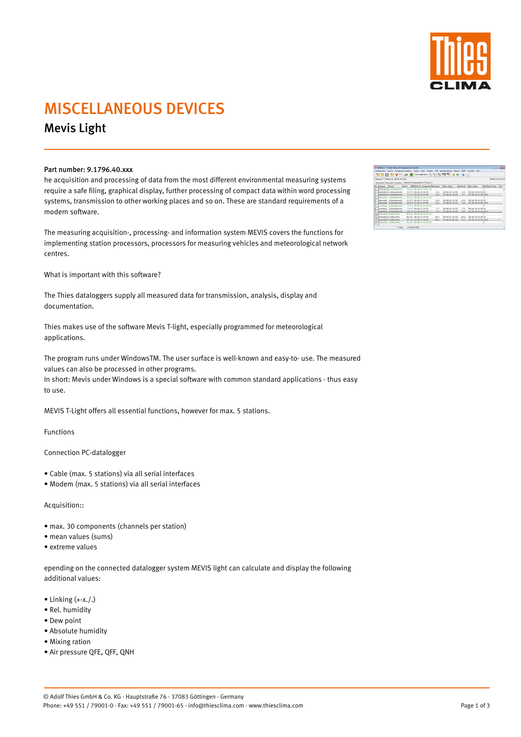# MISCELLANEOUS DEVICES

## Mevis Light

**Part number: 9.1796.40.xxx**

he acquisition and processing of data from the most different environmental measuring systems require a safe filing, graphical display, further processing of compact data within word processing systems, transmission to other working places and so on. These are standard requirements of a modern software.

The measuring acquisition-, processing- and information system MEVIS covers the functions for implementing station processors, processors for measuring vehicles and meteorological network centres.

What is important with this software?

The Thies dataloggers supply all measured data for transmission, analysis, display and documentation.

Thies makes use of the software Mevis T-light, especially programmed for meteorological applications.

The program runs under WindowsTM. The user surface is well-known and easy-to- use. The measured values can also be processed in other programs.
In short: Mevis under Windows is a special software with common standard applications - thus easy to use.

MEVIS T-Light offers all essential functions, however for max. 5 stations.

Functions

Connection PC-datalogger

- Cable (max. 5 stations) via all serial interfaces
- Modem (max. 5 stations) via all serial interfaces

Acquisition::

- max. 30 components (channels per station)
- mean values (sums)
- extreme values

epending on the connected datalogger system MEVIS light can calculate and display the following additional values:

- Linking (+-x./.)
- Rel. humidity
- Dew point
- Absolute humidity
- Mixing ration
- Air pressure QFE, QFF, QNH

© Adolf Thies GmbH & Co. KG · Hauptstraße 76 · 37083 Göttingen · Germany
Phone: +49 551 / 79001-0 · Fax: +49 551 / 79001-65 · info@thiesclima.com · www.thiesclima.com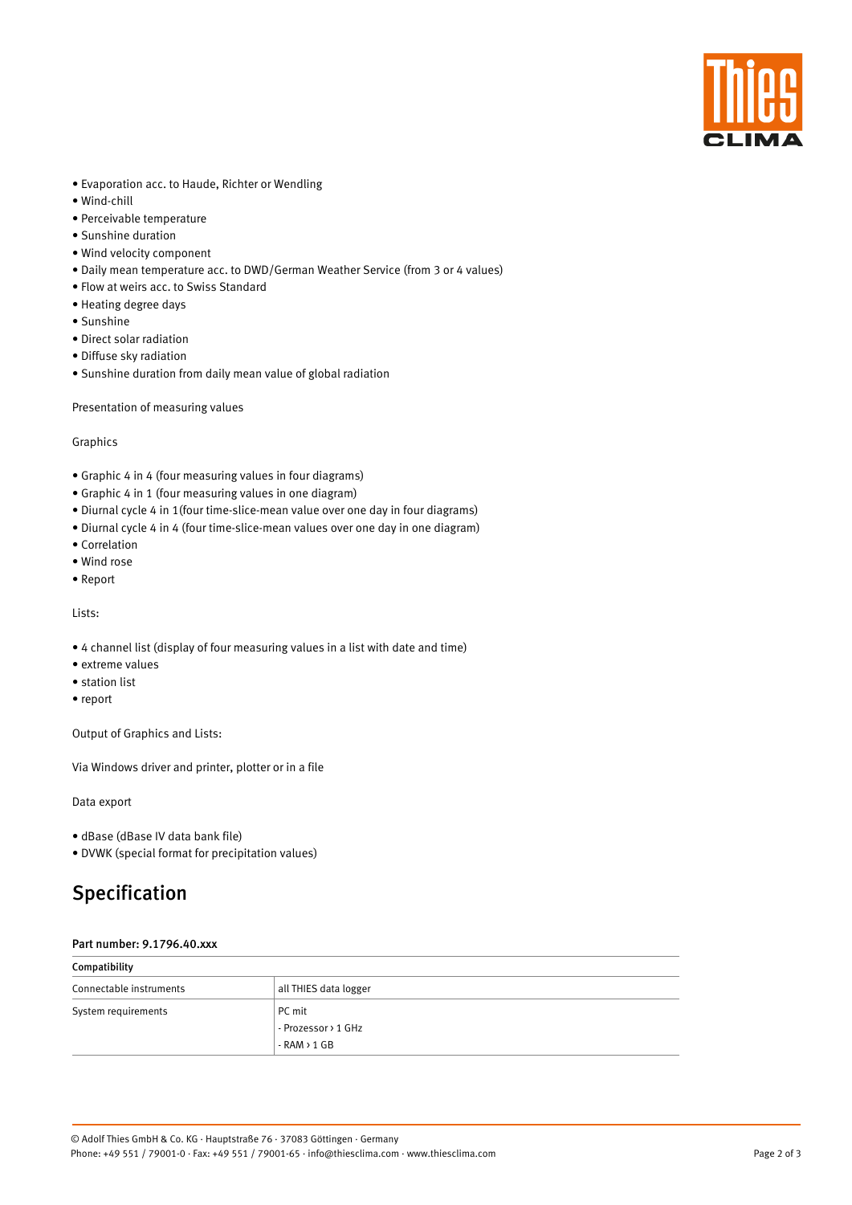- Evaporation acc. to Haude, Richter or Wendling
- Wind-chill
- Perceivable temperature
- Sunshine duration
- Wind velocity component
- Daily mean temperature acc. to DWD/German Weather Service (from 3 or 4 values)
- Flow at weirs acc. to Swiss Standard
- Heating degree days
- Sunshine
- Direct solar radiation
- Diffuse sky radiation
- Sunshine duration from daily mean value of global radiation

Presentation of measuring values

Graphics

- Graphic 4 in 4 (four measuring values in four diagrams)
- Graphic 4 in 1 (four measuring values in one diagram)
- Diurnal cycle 4 in 1(four time-slice-mean value over one day in four diagrams)
- Diurnal cycle 4 in 4 (four time-slice-mean values over one day in one diagram)
- Correlation
- Wind rose
- Report

Lists:

- 4 channel list (display of four measuring values in a list with date and time)
- extreme values
- station list
- report

Output of Graphics and Lists:

Via Windows driver and printer, plotter or in a file

Data export

- dBase (dBase IV data bank file)
- DVWK (special format for precipitation values)

## Specification

#### Part number: 9.1796.40.xxx

| Compatibility | |
|---|---|
| Connectable instruments | all THIES data logger |
| System requirements | PC mit<br>- Prozessor › 1 GHz<br>- RAM › 1 GB |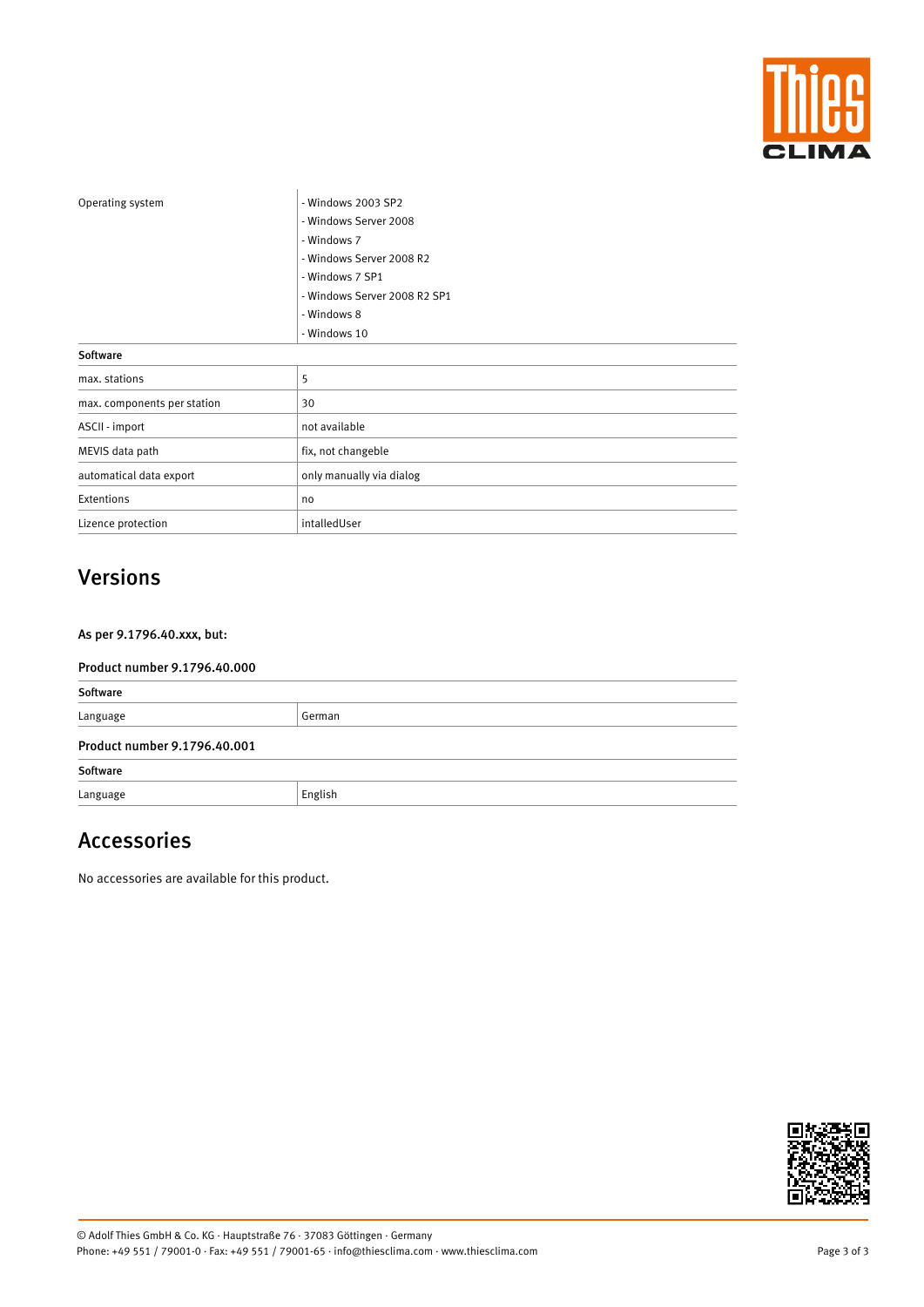| | |
|---|---|
| Operating system | - Windows 2003 SP2<br>- Windows Server 2008<br>- Windows 7<br>- Windows Server 2008 R2<br>- Windows 7 SP1<br>- Windows Server 2008 R2 SP1<br>- Windows 8<br>- Windows 10 |
| **Software** | |
| max. stations | 5 |
| max. components per station | 30 |
| ASCII - import | not available |
| MEVIS data path | fix, not changeble |
| automatical data export | only manually via dialog |
| Extentions | no |
| Lizence protection | intalledUser |

## Versions

**As per 9.1796.40.xxx, but:**

**Product number 9.1796.40.000**

| | |
|---|---|
| **Software** | |
| Language | German |

**Product number 9.1796.40.001**

| | |
|---|---|
| **Software** | |
| Language | English |

## Accessories

No accessories are available for this product.

© Adolf Thies GmbH & Co. KG · Hauptstraße 76 · 37083 Göttingen · Germany
Phone: +49 551 / 79001-0 · Fax: +49 551 / 79001-65 · info@thiesclima.com · www.thiesclima.com